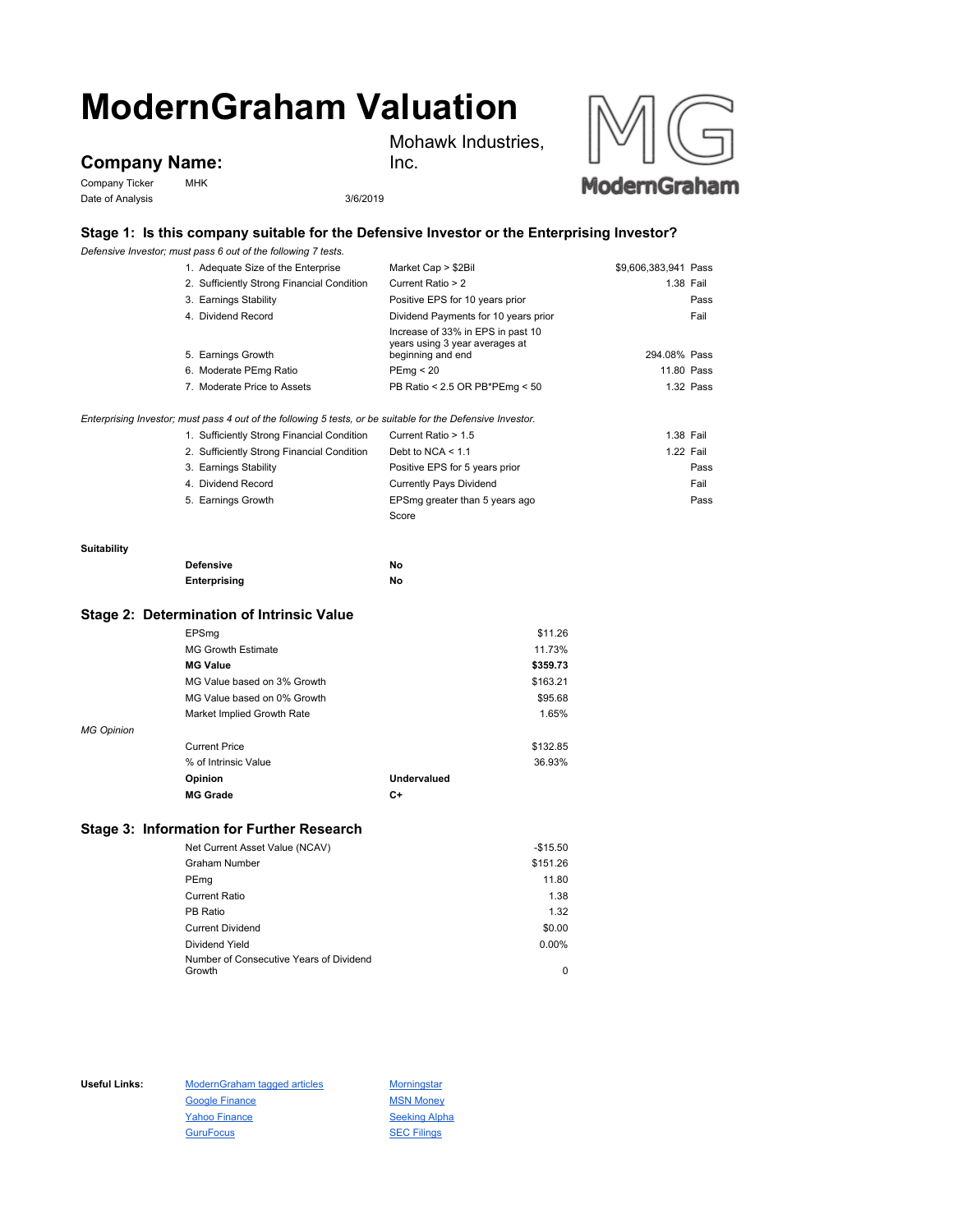# ModernGraham Valuation

## Company Name:

Mohawk Industries, Inc.

Company Ticker MHK

Date of Analysis 3/6/2019

### Stage 1: Is this company suitable for the Defensive Investor or the Enterprising Investor?

*Defensive Investor; must pass 6 out of the following 7 tests.*

| | | | |
|---|---|---|---|
| 1. Adequate Size of the Enterprise | Market Cap > $2Bil | $9,606,383,941 | Pass |
| 2. Sufficiently Strong Financial Condition | Current Ratio > 2 | 1.38 | Fail |
| 3. Earnings Stability | Positive EPS for 10 years prior | | Pass |
| 4. Dividend Record | Dividend Payments for 10 years prior | | Fail |
| 5. Earnings Growth | Increase of 33% in EPS in past 10 years using 3 year averages at beginning and end | 294.08% | Pass |
| 6. Moderate PEmg Ratio | PEmg < 20 | 11.80 | Pass |
| 7. Moderate Price to Assets | PB Ratio < 2.5 OR PB*PEmg < 50 | 1.32 | Pass |

*Enterprising Investor; must pass 4 out of the following 5 tests, or be suitable for the Defensive Investor.*

| | | | |
|---|---|---|---|
| 1. Sufficiently Strong Financial Condition | Current Ratio > 1.5 | 1.38 | Fail |
| 2. Sufficiently Strong Financial Condition | Debt to NCA < 1.1 | 1.22 | Fail |
| 3. Earnings Stability | Positive EPS for 5 years prior | | Pass |
| 4. Dividend Record | Currently Pays Dividend | | Fail |
| 5. Earnings Growth | EPSmg greater than 5 years ago | | Pass |
| | Score | | |

**Suitability**

| | |
|---|---|
| **Defensive** | **No** |
| **Enterprising** | **No** |

### Stage 2: Determination of Intrinsic Value

| | | |
|---|---|---|
| EPSmg | | $11.26 |
| MG Growth Estimate | | 11.73% |
| **MG Value** | | **$359.73** |
| MG Value based on 3% Growth | | $163.21 |
| MG Value based on 0% Growth | | $95.68 |
| Market Implied Growth Rate | | 1.65% |

*MG Opinion*

| | | |
|---|---|---|
| Current Price | | $132.85 |
| % of Intrinsic Value | | 36.93% |
| **Opinion** | **Undervalued** | |
| **MG Grade** | **C+** | |

### Stage 3: Information for Further Research

| | |
|---|---|
| Net Current Asset Value (NCAV) | -$15.50 |
| Graham Number | $151.26 |
| PEmg | 11.80 |
| Current Ratio | 1.38 |
| PB Ratio | 1.32 |
| Current Dividend | $0.00 |
| Dividend Yield | 0.00% |
| Number of Consecutive Years of Dividend Growth | 0 |

**Useful Links:**

| | |
|---|---|
| ModernGraham tagged articles | Morningstar |
| Google Finance | MSN Money |
| Yahoo Finance | Seeking Alpha |
| GuruFocus | SEC Filings |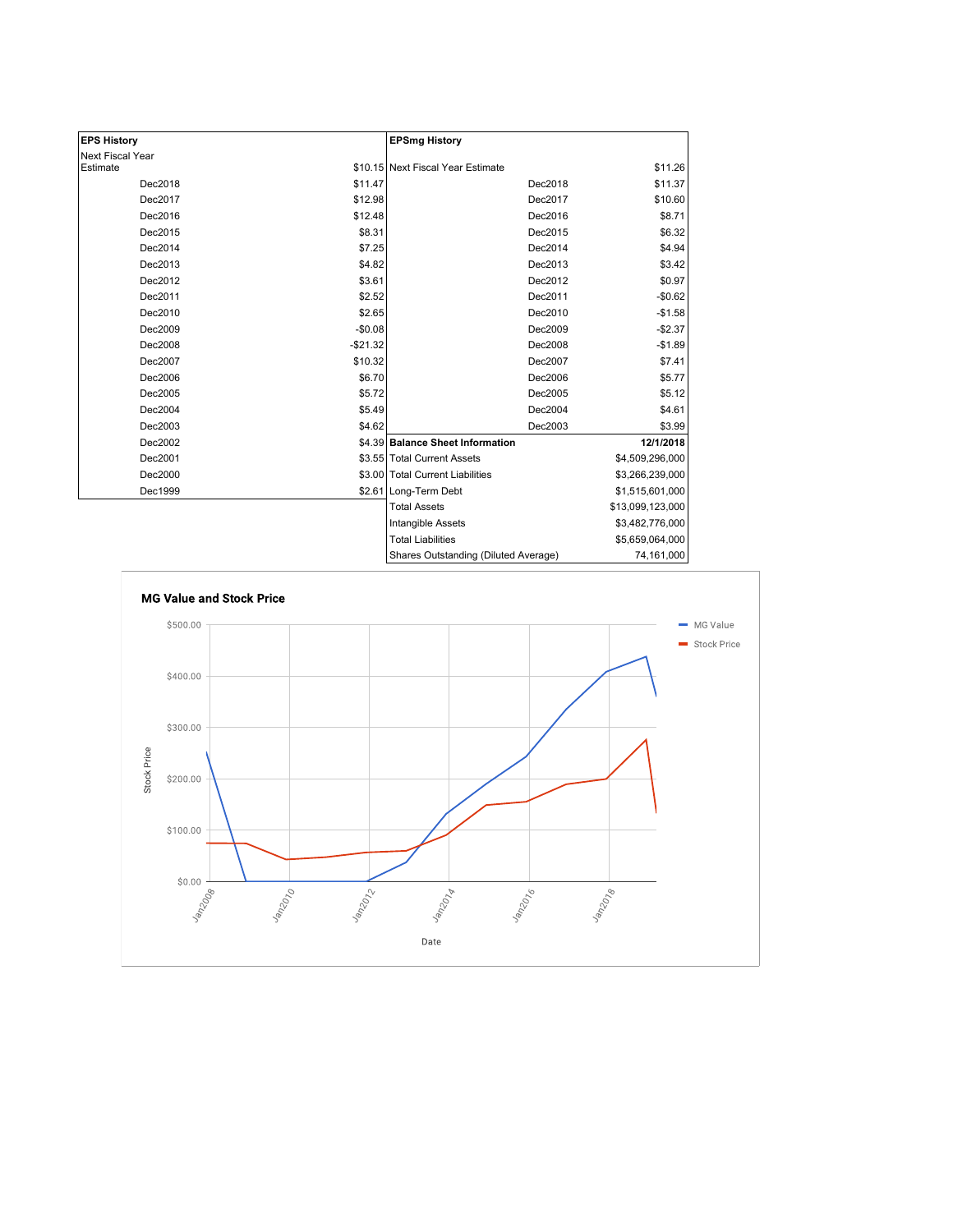| EPS History | |
|---|---|
| Next Fiscal Year Estimate | $10.15 |
| Dec2018 | $11.47 |
| Dec2017 | $12.98 |
| Dec2016 | $12.48 |
| Dec2015 | $8.31 |
| Dec2014 | $7.25 |
| Dec2013 | $4.82 |
| Dec2012 | $3.61 |
| Dec2011 | $2.52 |
| Dec2010 | $2.65 |
| Dec2009 | -$0.08 |
| Dec2008 | -$21.32 |
| Dec2007 | $10.32 |
| Dec2006 | $6.70 |
| Dec2005 | $5.72 |
| Dec2004 | $5.49 |
| Dec2003 | $4.62 |
| Dec2002 | $4.39 |
| Dec2001 | $3.55 |
| Dec2000 | $3.00 |
| Dec1999 | $2.61 |

| EPSmg History | |
|---|---|
| Next Fiscal Year Estimate | $11.26 |
| Dec2018 | $11.37 |
| Dec2017 | $10.60 |
| Dec2016 | $8.71 |
| Dec2015 | $6.32 |
| Dec2014 | $4.94 |
| Dec2013 | $3.42 |
| Dec2012 | $0.97 |
| Dec2011 | -$0.62 |
| Dec2010 | -$1.58 |
| Dec2009 | -$2.37 |
| Dec2008 | -$1.89 |
| Dec2007 | $7.41 |
| Dec2006 | $5.77 |
| Dec2005 | $5.12 |
| Dec2004 | $4.61 |
| Dec2003 | $3.99 |

| Balance Sheet Information | 12/1/2018 |
|---|---|
| Total Current Assets | $4,509,296,000 |
| Total Current Liabilities | $3,266,239,000 |
| Long-Term Debt | $1,515,601,000 |
| Total Assets | $13,099,123,000 |
| Intangible Assets | $3,482,776,000 |
| Total Liabilities | $5,659,064,000 |
| Shares Outstanding (Diluted Average) | 74,161,000 |

**MG Value and Stock Price**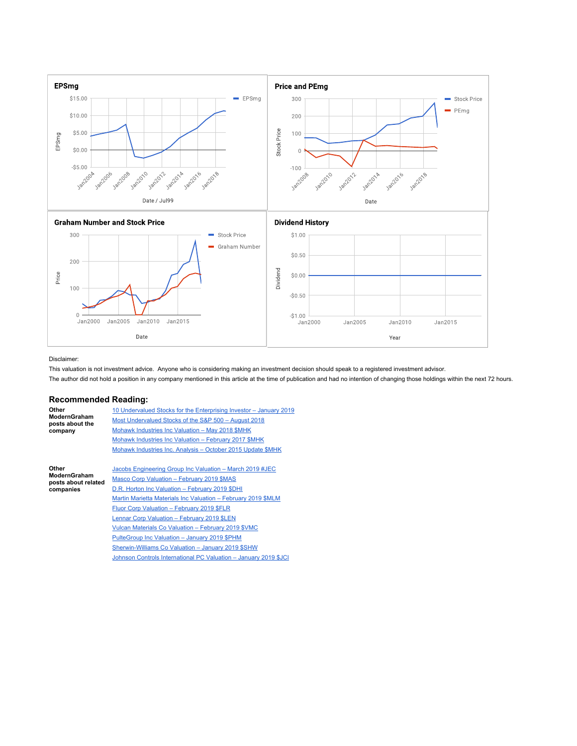**EPSmg**

EPSmg

$15.00
$10.00
$5.00
$0.00
-$5.00

Jan2004
Jan2006
Jan2008
Jan2010
Jan2012
Jan2014
Jan2016
Jan2018

Date / Jul99

**Price and PEmg**

Stock Price
PEmg

300
200
100
0
-100

Jan2008
Jan2010
Jan2012
Jan2014
Jan2016
Jan2018

Date

**Graham Number and Stock Price**

Stock Price
Graham Number

Price

300
200
100
0

Jan2000
Jan2005
Jan2010
Jan2015

Date

**Dividend History**

Dividend

$1.00
$0.50
$0.00
-$0.50
-$1.00

Jan2000
Jan2005
Jan2010
Jan2015

Year

Disclaimer:

This valuation is not investment advice. Anyone who is considering making an investment decision should speak to a registered investment advisor.

The author did not hold a position in any company mentioned in this article at the time of publication and had no intention of changing those holdings within the next 72 hours.

## Recommended Reading:

**Other ModernGraham posts about the company**

- 10 Undervalued Stocks for the Enterprising Investor – January 2019
- Most Undervalued Stocks of the S&P 500 – August 2018
- Mohawk Industries Inc Valuation – May 2018 $MHK
- Mohawk Industries Inc Valuation – February 2017 $MHK
- Mohawk Industries Inc. Analysis – October 2015 Update $MHK

**Other ModernGraham posts about related companies**

- Jacobs Engineering Group Inc Valuation – March 2019 #JEC
- Masco Corp Valuation – February 2019 $MAS
- D.R. Horton Inc Valuation – February 2019 $DHI
- Martin Marietta Materials Inc Valuation – February 2019 $MLM
- Fluor Corp Valuation – February 2019 $FLR
- Lennar Corp Valuation – February 2019 $LEN
- Vulcan Materials Co Valuation – February 2019 $VMC
- PulteGroup Inc Valuation – January 2019 $PHM
- Sherwin-Williams Co Valuation – January 2019 $SHW
- Johnson Controls International PC Valuation – January 2019 $JCI